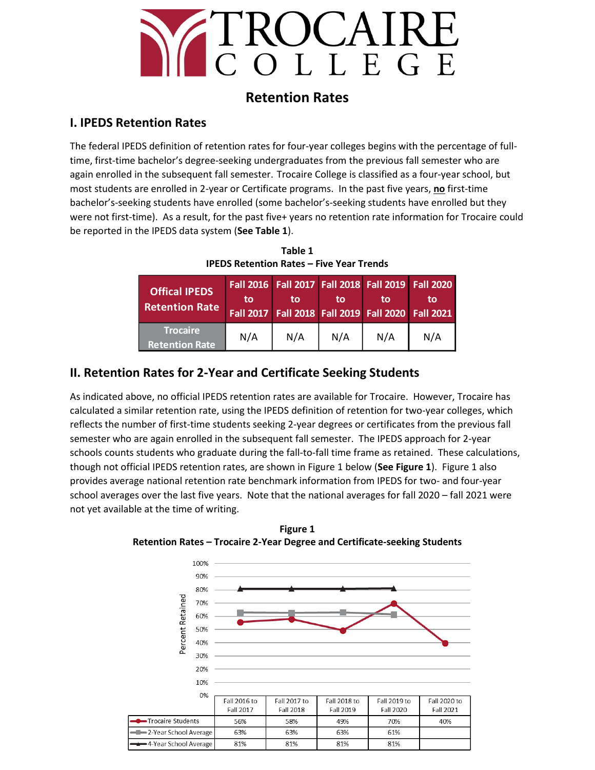# TROCAIRE COLLEGE

## Retention Rates

### I. IPEDS Retention Rates

The federal IPEDS definition of retention rates for four-year colleges begins with the percentage of full-time, first-time bachelor's degree-seeking undergraduates from the previous fall semester who are again enrolled in the subsequent fall semester. Trocaire College is classified as a four-year school, but most students are enrolled in 2-year or Certificate programs. In the past five years, **no** first-time bachelor's-seeking students have enrolled (some bachelor's-seeking students have enrolled but they were not first-time). As a result, for the past five+ years no retention rate information for Trocaire could be reported in the IPEDS data system (**See Table 1**).

**Table 1**
**IPEDS Retention Rates – Five Year Trends**

| Offical IPEDS Retention Rate | Fall 2016 to Fall 2017 | Fall 2017 to Fall 2018 | Fall 2018 to Fall 2019 | Fall 2019 to Fall 2020 | Fall 2020 to Fall 2021 |
|---|---|---|---|---|---|
| Trocaire Retention Rate | N/A | N/A | N/A | N/A | N/A |

### II. Retention Rates for 2-Year and Certificate Seeking Students

As indicated above, no official IPEDS retention rates are available for Trocaire. However, Trocaire has calculated a similar retention rate, using the IPEDS definition of retention for two-year colleges, which reflects the number of first-time students seeking 2-year degrees or certificates from the previous fall semester who are again enrolled in the subsequent fall semester. The IPEDS approach for 2-year schools counts students who graduate during the fall-to-fall time frame as retained. These calculations, though not official IPEDS retention rates, are shown in Figure 1 below (**See Figure 1**). Figure 1 also provides average national retention rate benchmark information from IPEDS for two- and four-year school averages over the last five years. Note that the national averages for fall 2020 – fall 2021 were not yet available at the time of writing.

**Figure 1**
**Retention Rates – Trocaire 2-Year Degree and Certificate-seeking Students**

| | Fall 2016 to Fall 2017 | Fall 2017 to Fall 2018 | Fall 2018 to Fall 2019 | Fall 2019 to Fall 2020 | Fall 2020 to Fall 2021 |
|---|---|---|---|---|---|
| Trocaire Students | 56% | 58% | 49% | 70% | 40% |
| 2-Year School Average | 63% | 63% | 63% | 61% | |
| 4-Year School Average | 81% | 81% | 81% | 81% | |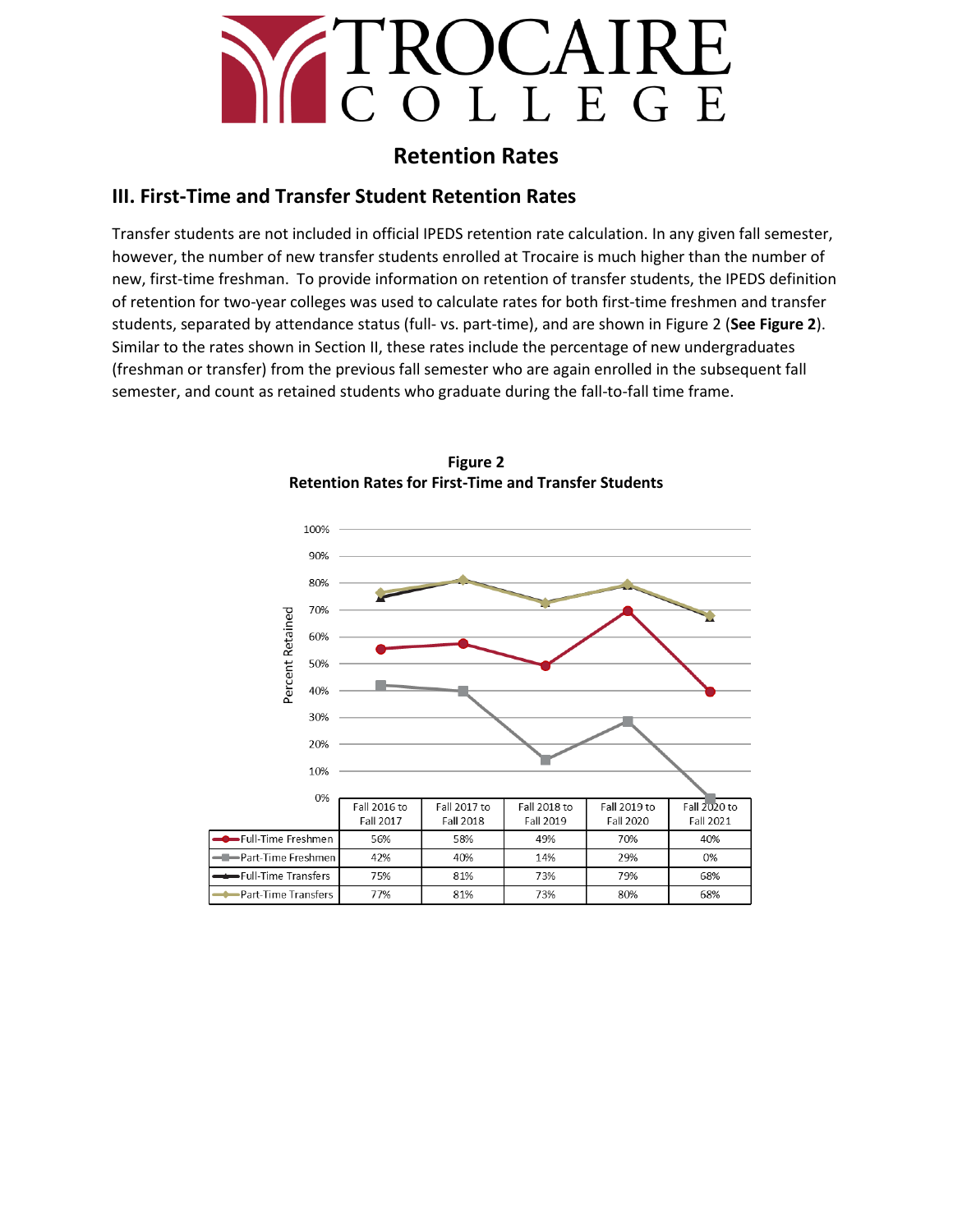TROCAIRE COLLEGE

# Retention Rates

## III. First-Time and Transfer Student Retention Rates

Transfer students are not included in official IPEDS retention rate calculation. In any given fall semester, however, the number of new transfer students enrolled at Trocaire is much higher than the number of new, first-time freshman. To provide information on retention of transfer students, the IPEDS definition of retention for two-year colleges was used to calculate rates for both first-time freshmen and transfer students, separated by attendance status (full- vs. part-time), and are shown in Figure 2 (**See Figure 2**). Similar to the rates shown in Section II, these rates include the percentage of new undergraduates (freshman or transfer) from the previous fall semester who are again enrolled in the subsequent fall semester, and count as retained students who graduate during the fall-to-fall time frame.

**Figure 2**
**Retention Rates for First-Time and Transfer Students**

Percent Retained

100%
90%
80%
70%
60%
50%
40%
30%
20%
10%
0%

| | Fall 2016 to Fall 2017 | Fall 2017 to Fall 2018 | Fall 2018 to Fall 2019 | Fall 2019 to Fall 2020 | Fall 2020 to Fall 2021 |
|---|---|---|---|---|---|
| Full-Time Freshmen | 56% | 58% | 49% | 70% | 40% |
| Part-Time Freshmen | 42% | 40% | 14% | 29% | 0% |
| Full-Time Transfers | 75% | 81% | 73% | 79% | 68% |
| Part-Time Transfers | 77% | 81% | 73% | 80% | 68% |